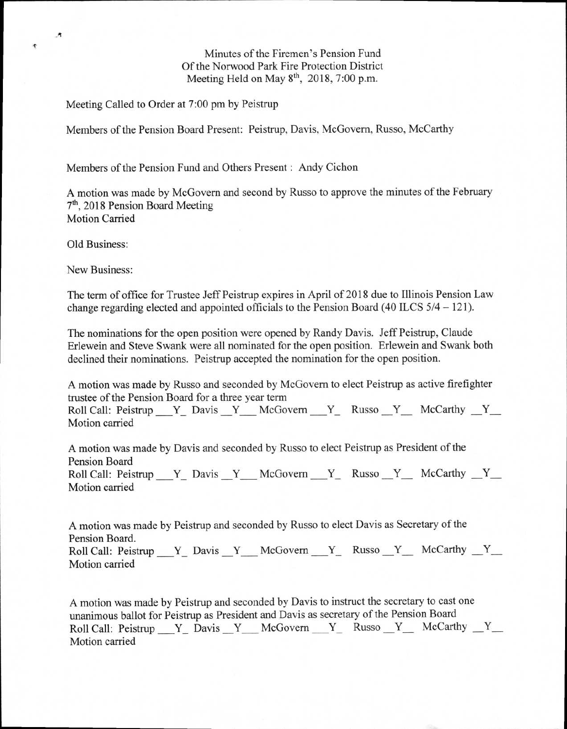Minutes of the Firemen's Pension Fund
Of the Norwood Park Fire Protection District
Meeting Held on May 8th, 2018, 7:00 p.m.

Meeting Called to Order at 7:00 pm by Peistrup

Members of the Pension Board Present: Peistrup, Davis, McGovern, Russo, McCarthy

Members of the Pension Fund and Others Present : Andy Cichon

A motion was made by McGovern and second by Russo to approve the minutes of the February 7th, 2018 Pension Board Meeting
Motion Carried

Old Business:

New Business:

The term of office for Trustee Jeff Peistrup expires in April of 2018 due to Illinois Pension Law change regarding elected and appointed officials to the Pension Board (40 ILCS 5/4 – 121).

The nominations for the open position were opened by Randy Davis. Jeff Peistrup, Claude Erlewein and Steve Swank were all nominated for the open position. Erlewein and Swank both declined their nominations. Peistrup accepted the nomination for the open position.

A motion was made by Russo and seconded by McGovern to elect Peistrup as active firefighter trustee of the Pension Board for a three year term
Roll Call: Peistrup \_\_Y\_ Davis \_Y\_\_ McGovern \_\_Y\_ Russo \_Y\_ McCarthy \_Y\_
Motion carried

A motion was made by Davis and seconded by Russo to elect Peistrup as President of the Pension Board
Roll Call: Peistrup \_\_Y\_ Davis \_Y\_\_ McGovern \_\_Y\_ Russo \_Y\_ McCarthy \_Y\_
Motion carried

A motion was made by Peistrup and seconded by Russo to elect Davis as Secretary of the Pension Board.
Roll Call: Peistrup \_\_Y\_ Davis \_Y\_\_ McGovern \_\_Y\_ Russo \_Y\_ McCarthy \_Y\_
Motion carried

A motion was made by Peistrup and seconded by Davis to instruct the secretary to cast one unanimous ballot for Peistrup as President and Davis as secretary of the Pension Board
Roll Call: Peistrup \_\_Y\_ Davis \_Y\_\_ McGovern \_\_Y\_ Russo \_Y\_ McCarthy \_Y\_
Motion carried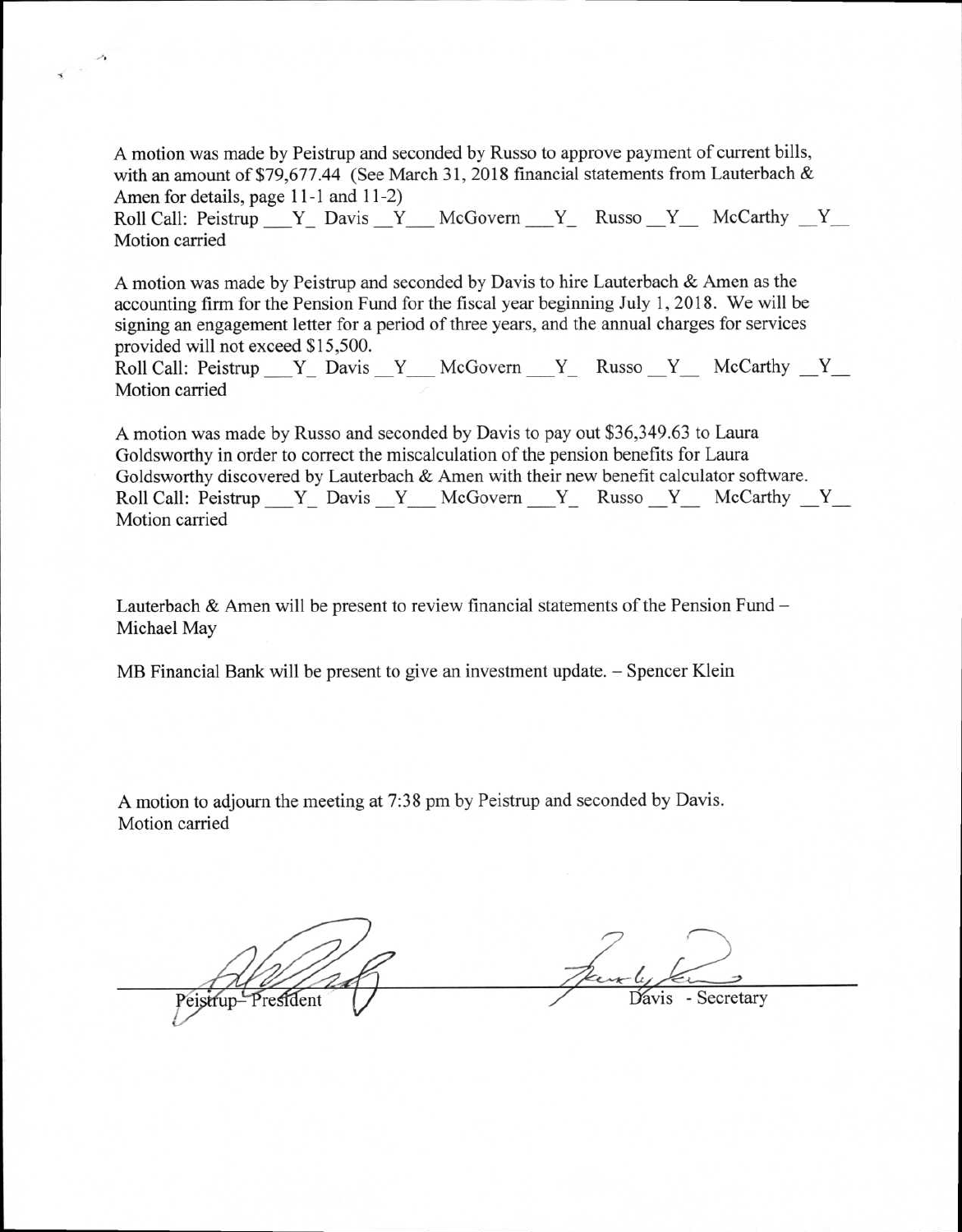A motion was made by Peistrup and seconded by Russo to approve payment of current bills, with an amount of $79,677.44 (See March 31, 2018 financial statements from Lauterbach & Amen for details, page 11-1 and 11-2)
Roll Call: Peistrup __Y_ Davis _Y__ McGovern __Y_ Russo _Y__ McCarthy _Y__
Motion carried

A motion was made by Peistrup and seconded by Davis to hire Lauterbach & Amen as the accounting firm for the Pension Fund for the fiscal year beginning July 1, 2018. We will be signing an engagement letter for a period of three years, and the annual charges for services provided will not exceed $15,500.
Roll Call: Peistrup __Y_ Davis _Y__ McGovern __Y_ Russo _Y__ McCarthy _Y__
Motion carried

A motion was made by Russo and seconded by Davis to pay out $36,349.63 to Laura Goldsworthy in order to correct the miscalculation of the pension benefits for Laura Goldsworthy discovered by Lauterbach & Amen with their new benefit calculator software.
Roll Call: Peistrup __Y_ Davis _Y__ McGovern __Y_ Russo _Y__ McCarthy _Y__
Motion carried

Lauterbach & Amen will be present to review financial statements of the Pension Fund – Michael May

MB Financial Bank will be present to give an investment update. – Spencer Klein

A motion to adjourn the meeting at 7:38 pm by Peistrup and seconded by Davis.
Motion carried

Peistrup– President

Davis - Secretary